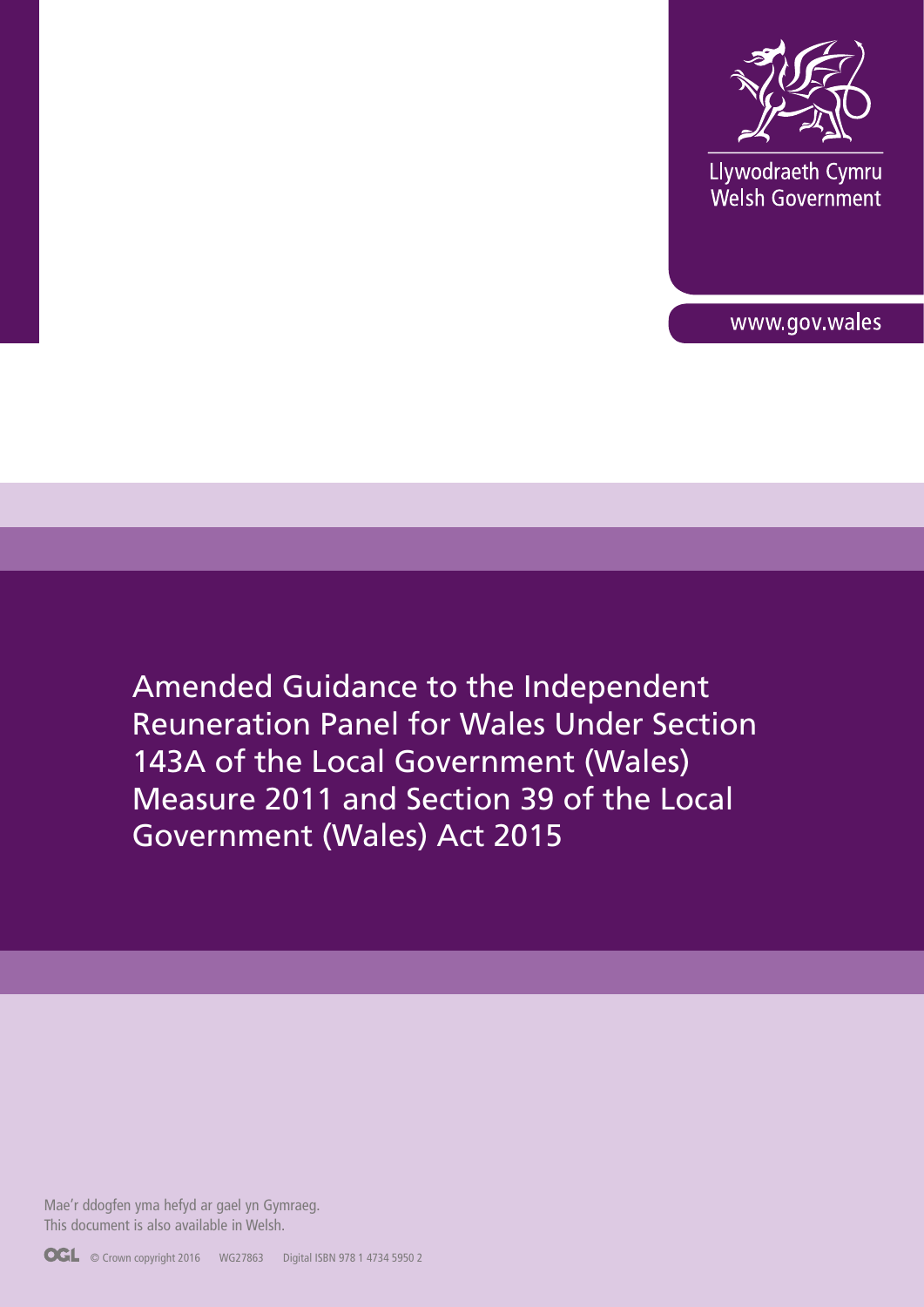Llywodraeth Cymru
Welsh Government

www.gov.wales

# Amended Guidance to the Independent Reuneration Panel for Wales Under Section 143A of the Local Government (Wales) Measure 2011 and Section 39 of the Local Government (Wales) Act 2015

Mae'r ddogfen yma hefyd ar gael yn Gymraeg.
This document is also available in Welsh.

© Crown copyright 2016 WG27863 Digital ISBN 978 1 4734 5950 2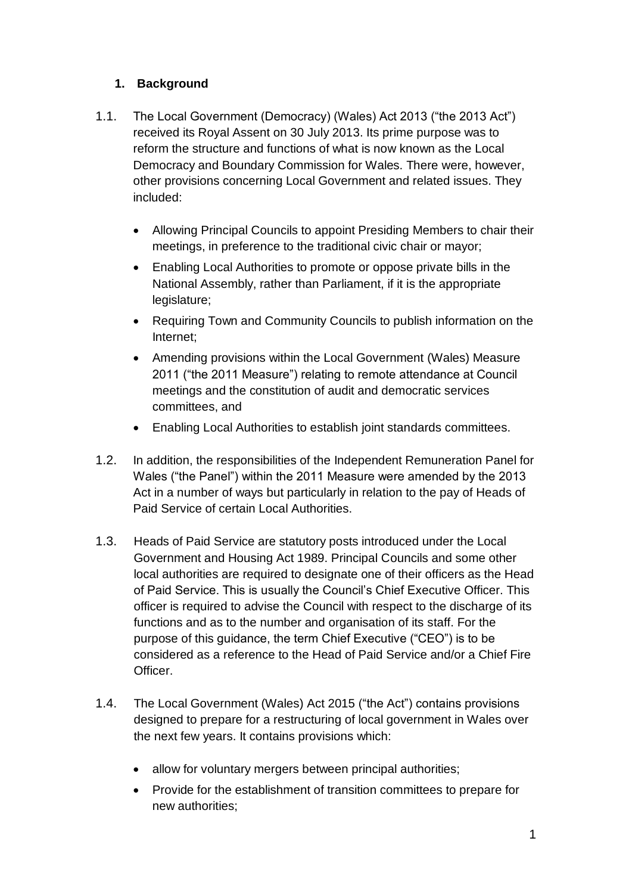## 1. Background

1.1. The Local Government (Democracy) (Wales) Act 2013 ("the 2013 Act") received its Royal Assent on 30 July 2013. Its prime purpose was to reform the structure and functions of what is now known as the Local Democracy and Boundary Commission for Wales. There were, however, other provisions concerning Local Government and related issues. They included:

- Allowing Principal Councils to appoint Presiding Members to chair their meetings, in preference to the traditional civic chair or mayor;
- Enabling Local Authorities to promote or oppose private bills in the National Assembly, rather than Parliament, if it is the appropriate legislature;
- Requiring Town and Community Councils to publish information on the Internet;
- Amending provisions within the Local Government (Wales) Measure 2011 ("the 2011 Measure") relating to remote attendance at Council meetings and the constitution of audit and democratic services committees, and
- Enabling Local Authorities to establish joint standards committees.

1.2. In addition, the responsibilities of the Independent Remuneration Panel for Wales ("the Panel") within the 2011 Measure were amended by the 2013 Act in a number of ways but particularly in relation to the pay of Heads of Paid Service of certain Local Authorities.

1.3. Heads of Paid Service are statutory posts introduced under the Local Government and Housing Act 1989. Principal Councils and some other local authorities are required to designate one of their officers as the Head of Paid Service. This is usually the Council's Chief Executive Officer. This officer is required to advise the Council with respect to the discharge of its functions and as to the number and organisation of its staff. For the purpose of this guidance, the term Chief Executive ("CEO") is to be considered as a reference to the Head of Paid Service and/or a Chief Fire Officer.

1.4. The Local Government (Wales) Act 2015 ("the Act") contains provisions designed to prepare for a restructuring of local government in Wales over the next few years. It contains provisions which:

- allow for voluntary mergers between principal authorities;
- Provide for the establishment of transition committees to prepare for new authorities;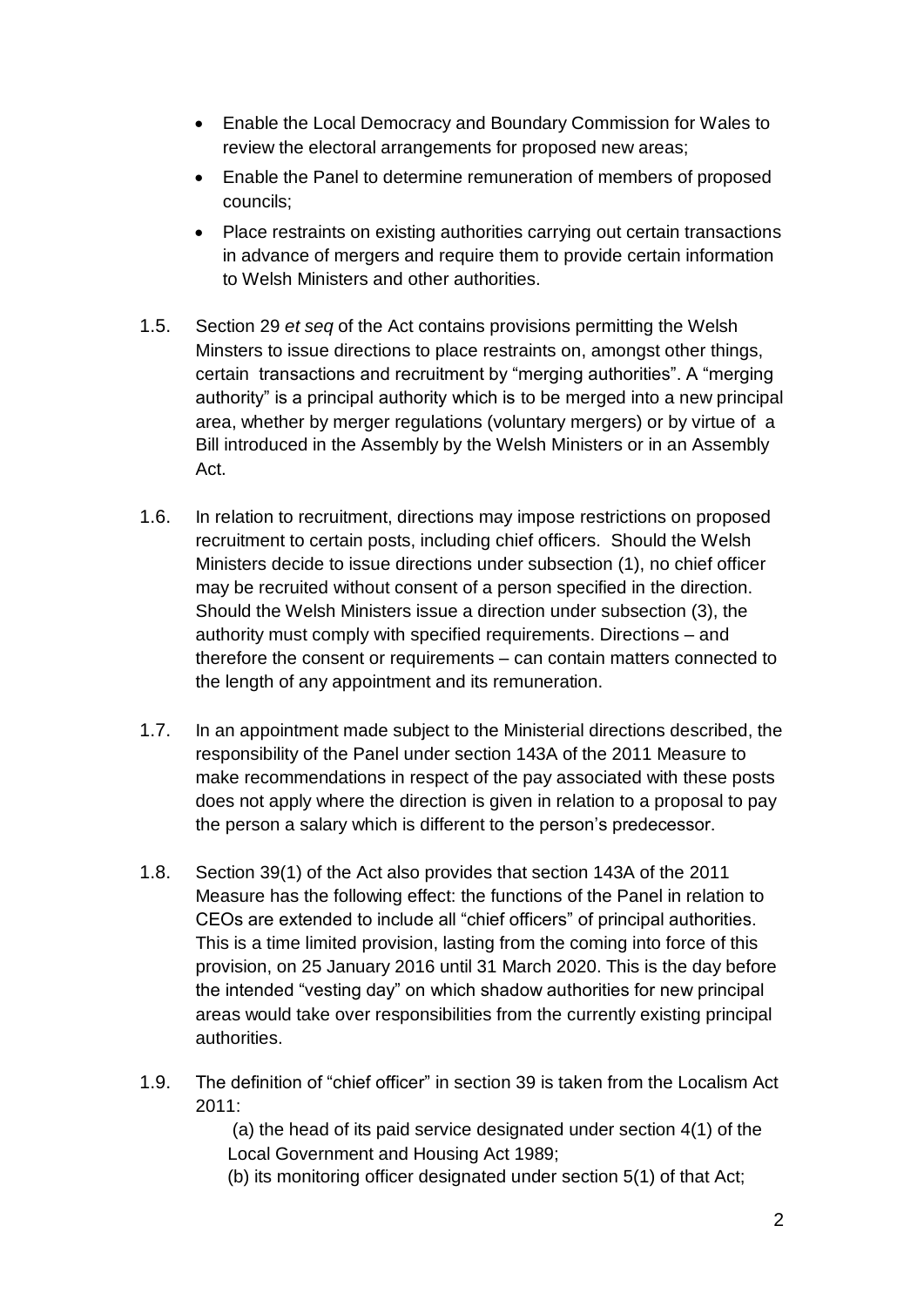- Enable the Local Democracy and Boundary Commission for Wales to review the electoral arrangements for proposed new areas;
- Enable the Panel to determine remuneration of members of proposed councils;
- Place restraints on existing authorities carrying out certain transactions in advance of mergers and require them to provide certain information to Welsh Ministers and other authorities.

1.5. Section 29 *et seq* of the Act contains provisions permitting the Welsh Minsters to issue directions to place restraints on, amongst other things, certain transactions and recruitment by "merging authorities". A "merging authority" is a principal authority which is to be merged into a new principal area, whether by merger regulations (voluntary mergers) or by virtue of a Bill introduced in the Assembly by the Welsh Ministers or in an Assembly Act.

1.6. In relation to recruitment, directions may impose restrictions on proposed recruitment to certain posts, including chief officers. Should the Welsh Ministers decide to issue directions under subsection (1), no chief officer may be recruited without consent of a person specified in the direction. Should the Welsh Ministers issue a direction under subsection (3), the authority must comply with specified requirements. Directions – and therefore the consent or requirements – can contain matters connected to the length of any appointment and its remuneration.

1.7. In an appointment made subject to the Ministerial directions described, the responsibility of the Panel under section 143A of the 2011 Measure to make recommendations in respect of the pay associated with these posts does not apply where the direction is given in relation to a proposal to pay the person a salary which is different to the person's predecessor.

1.8. Section 39(1) of the Act also provides that section 143A of the 2011 Measure has the following effect: the functions of the Panel in relation to CEOs are extended to include all "chief officers" of principal authorities. This is a time limited provision, lasting from the coming into force of this provision, on 25 January 2016 until 31 March 2020. This is the day before the intended "vesting day" on which shadow authorities for new principal areas would take over responsibilities from the currently existing principal authorities.

1.9. The definition of "chief officer" in section 39 is taken from the Localism Act 2011:

(a) the head of its paid service designated under section 4(1) of the Local Government and Housing Act 1989;
(b) its monitoring officer designated under section 5(1) of that Act;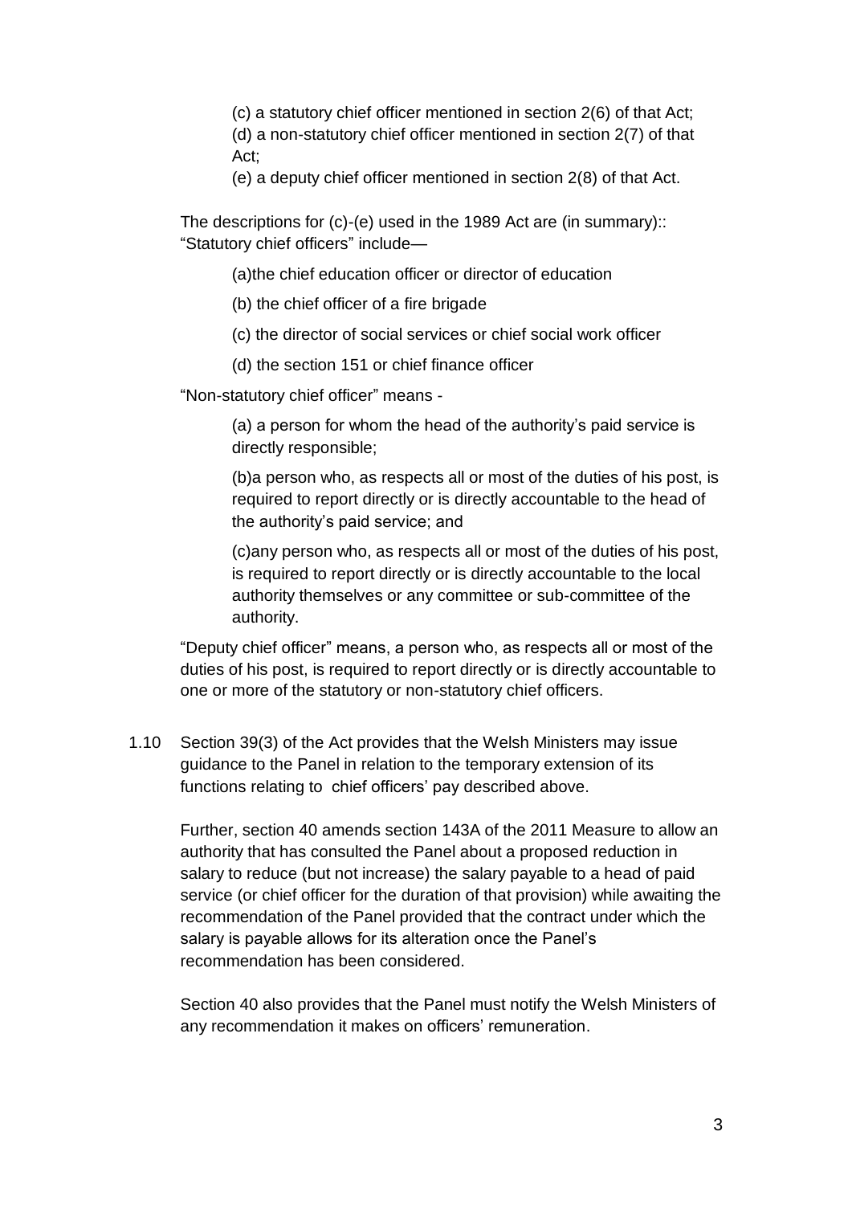(c) a statutory chief officer mentioned in section 2(6) of that Act;
(d) a non-statutory chief officer mentioned in section 2(7) of that Act;
(e) a deputy chief officer mentioned in section 2(8) of that Act.

The descriptions for (c)-(e) used in the 1989 Act are (in summary)::
"Statutory chief officers" include—

(a)the chief education officer or director of education

(b) the chief officer of a fire brigade

(c) the director of social services or chief social work officer

(d) the section 151 or chief finance officer

"Non-statutory chief officer" means -

(a) a person for whom the head of the authority's paid service is directly responsible;

(b)a person who, as respects all or most of the duties of his post, is required to report directly or is directly accountable to the head of the authority's paid service; and

(c)any person who, as respects all or most of the duties of his post, is required to report directly or is directly accountable to the local authority themselves or any committee or sub-committee of the authority.

"Deputy chief officer" means, a person who, as respects all or most of the duties of his post, is required to report directly or is directly accountable to one or more of the statutory or non-statutory chief officers.

1.10 Section 39(3) of the Act provides that the Welsh Ministers may issue guidance to the Panel in relation to the temporary extension of its functions relating to chief officers' pay described above.

Further, section 40 amends section 143A of the 2011 Measure to allow an authority that has consulted the Panel about a proposed reduction in salary to reduce (but not increase) the salary payable to a head of paid service (or chief officer for the duration of that provision) while awaiting the recommendation of the Panel provided that the contract under which the salary is payable allows for its alteration once the Panel's recommendation has been considered.

Section 40 also provides that the Panel must notify the Welsh Ministers of any recommendation it makes on officers' remuneration.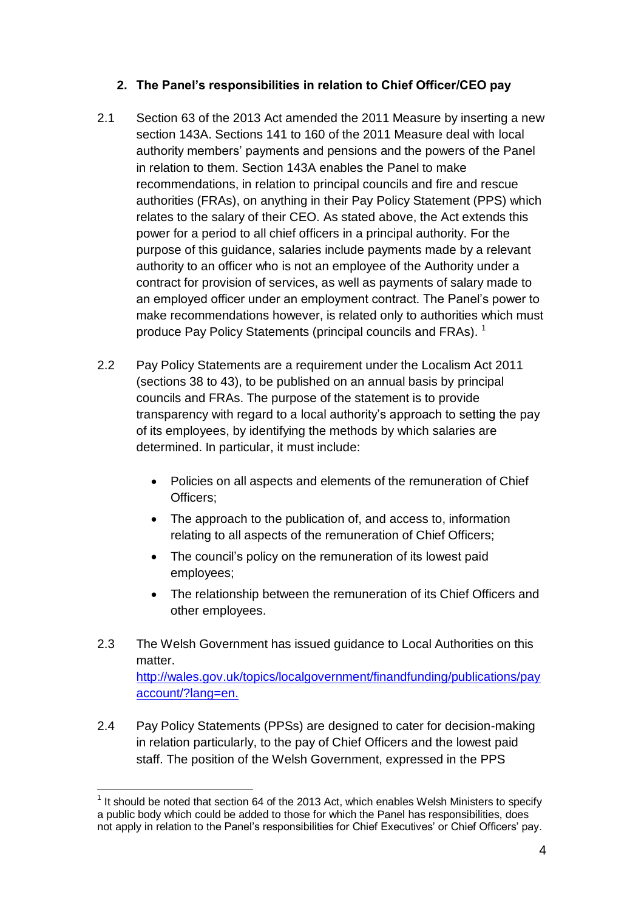## 2. The Panel's responsibilities in relation to Chief Officer/CEO pay

2.1 Section 63 of the 2013 Act amended the 2011 Measure by inserting a new section 143A. Sections 141 to 160 of the 2011 Measure deal with local authority members' payments and pensions and the powers of the Panel in relation to them. Section 143A enables the Panel to make recommendations, in relation to principal councils and fire and rescue authorities (FRAs), on anything in their Pay Policy Statement (PPS) which relates to the salary of their CEO. As stated above, the Act extends this power for a period to all chief officers in a principal authority. For the purpose of this guidance, salaries include payments made by a relevant authority to an officer who is not an employee of the Authority under a contract for provision of services, as well as payments of salary made to an employed officer under an employment contract. The Panel's power to make recommendations however, is related only to authorities which must produce Pay Policy Statements (principal councils and FRAs). [1]

2.2 Pay Policy Statements are a requirement under the Localism Act 2011 (sections 38 to 43), to be published on an annual basis by principal councils and FRAs. The purpose of the statement is to provide transparency with regard to a local authority's approach to setting the pay of its employees, by identifying the methods by which salaries are determined. In particular, it must include:

- Policies on all aspects and elements of the remuneration of Chief Officers;
- The approach to the publication of, and access to, information relating to all aspects of the remuneration of Chief Officers;
- The council's policy on the remuneration of its lowest paid employees;
- The relationship between the remuneration of its Chief Officers and other employees.

2.3 The Welsh Government has issued guidance to Local Authorities on this matter.
[http://wales.gov.uk/topics/localgovernment/finandfunding/publications/payaccount/?lang=en.](http://wales.gov.uk/topics/localgovernment/finandfunding/publications/payaccount/?lang=en)

2.4 Pay Policy Statements (PPSs) are designed to cater for decision-making in relation particularly, to the pay of Chief Officers and the lowest paid staff. The position of the Welsh Government, expressed in the PPS

---

[1] It should be noted that section 64 of the 2013 Act, which enables Welsh Ministers to specify a public body which could be added to those for which the Panel has responsibilities, does not apply in relation to the Panel's responsibilities for Chief Executives' or Chief Officers' pay.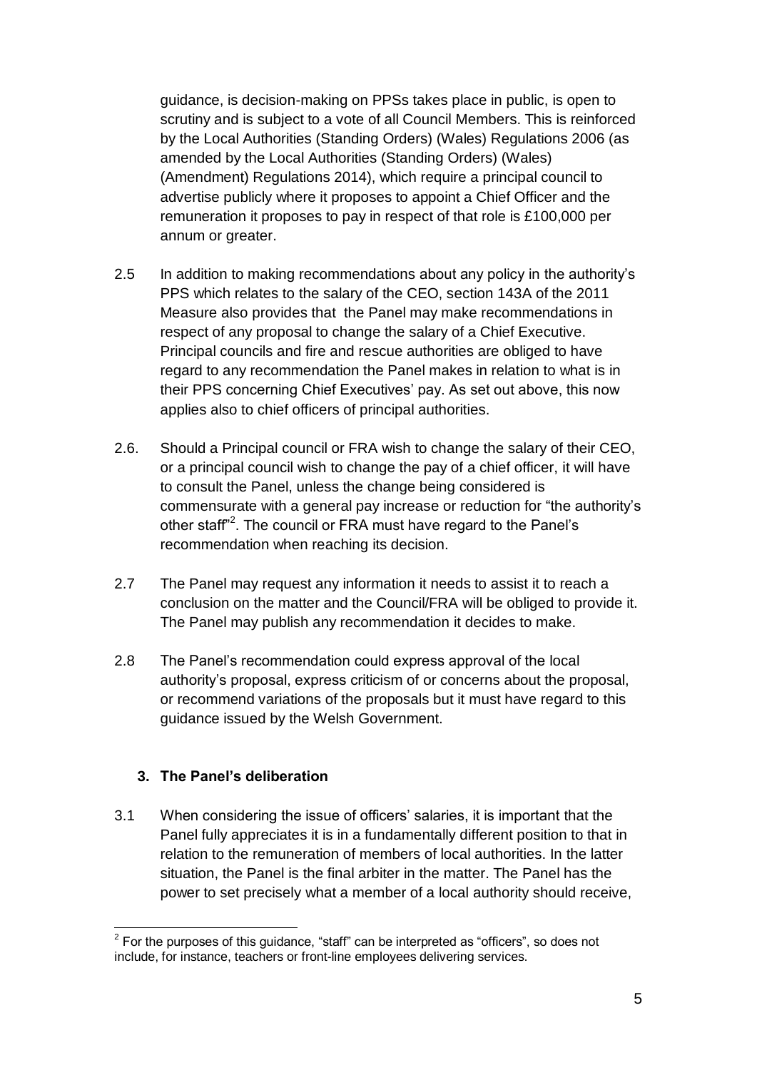guidance, is decision-making on PPSs takes place in public, is open to scrutiny and is subject to a vote of all Council Members. This is reinforced by the Local Authorities (Standing Orders) (Wales) Regulations 2006 (as amended by the Local Authorities (Standing Orders) (Wales) (Amendment) Regulations 2014), which require a principal council to advertise publicly where it proposes to appoint a Chief Officer and the remuneration it proposes to pay in respect of that role is £100,000 per annum or greater.

2.5 In addition to making recommendations about any policy in the authority's PPS which relates to the salary of the CEO, section 143A of the 2011 Measure also provides that the Panel may make recommendations in respect of any proposal to change the salary of a Chief Executive. Principal councils and fire and rescue authorities are obliged to have regard to any recommendation the Panel makes in relation to what is in their PPS concerning Chief Executives' pay. As set out above, this now applies also to chief officers of principal authorities.

2.6. Should a Principal council or FRA wish to change the salary of their CEO, or a principal council wish to change the pay of a chief officer, it will have to consult the Panel, unless the change being considered is commensurate with a general pay increase or reduction for "the authority's other staff"[2]. The council or FRA must have regard to the Panel's recommendation when reaching its decision.

2.7 The Panel may request any information it needs to assist it to reach a conclusion on the matter and the Council/FRA will be obliged to provide it. The Panel may publish any recommendation it decides to make.

2.8 The Panel's recommendation could express approval of the local authority's proposal, express criticism of or concerns about the proposal, or recommend variations of the proposals but it must have regard to this guidance issued by the Welsh Government.

## 3. The Panel's deliberation

3.1 When considering the issue of officers' salaries, it is important that the Panel fully appreciates it is in a fundamentally different position to that in relation to the remuneration of members of local authorities. In the latter situation, the Panel is the final arbiter in the matter. The Panel has the power to set precisely what a member of a local authority should receive,

---

[2] For the purposes of this guidance, "staff" can be interpreted as "officers", so does not include, for instance, teachers or front-line employees delivering services.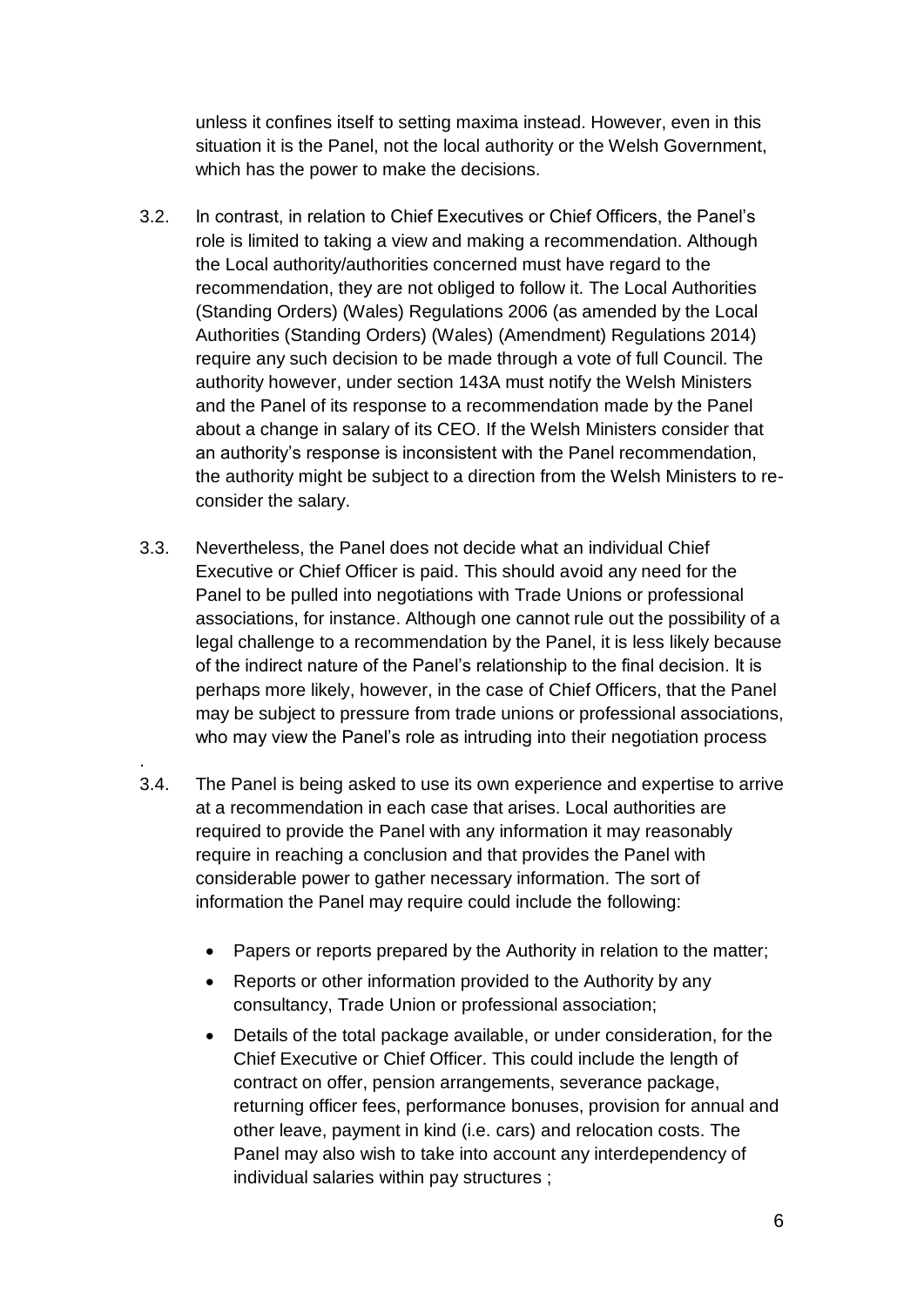unless it confines itself to setting maxima instead. However, even in this situation it is the Panel, not the local authority or the Welsh Government, which has the power to make the decisions.

3.2. In contrast, in relation to Chief Executives or Chief Officers, the Panel's role is limited to taking a view and making a recommendation. Although the Local authority/authorities concerned must have regard to the recommendation, they are not obliged to follow it. The Local Authorities (Standing Orders) (Wales) Regulations 2006 (as amended by the Local Authorities (Standing Orders) (Wales) (Amendment) Regulations 2014) require any such decision to be made through a vote of full Council. The authority however, under section 143A must notify the Welsh Ministers and the Panel of its response to a recommendation made by the Panel about a change in salary of its CEO. If the Welsh Ministers consider that an authority's response is inconsistent with the Panel recommendation, the authority might be subject to a direction from the Welsh Ministers to re-consider the salary.

3.3. Nevertheless, the Panel does not decide what an individual Chief Executive or Chief Officer is paid. This should avoid any need for the Panel to be pulled into negotiations with Trade Unions or professional associations, for instance. Although one cannot rule out the possibility of a legal challenge to a recommendation by the Panel, it is less likely because of the indirect nature of the Panel's relationship to the final decision. It is perhaps more likely, however, in the case of Chief Officers, that the Panel may be subject to pressure from trade unions or professional associations, who may view the Panel's role as intruding into their negotiation process
.

3.4. The Panel is being asked to use its own experience and expertise to arrive at a recommendation in each case that arises. Local authorities are required to provide the Panel with any information it may reasonably require in reaching a conclusion and that provides the Panel with considerable power to gather necessary information. The sort of information the Panel may require could include the following:

- Papers or reports prepared by the Authority in relation to the matter;
- Reports or other information provided to the Authority by any consultancy, Trade Union or professional association;
- Details of the total package available, or under consideration, for the Chief Executive or Chief Officer. This could include the length of contract on offer, pension arrangements, severance package, returning officer fees, performance bonuses, provision for annual and other leave, payment in kind (i.e. cars) and relocation costs. The Panel may also wish to take into account any interdependency of individual salaries within pay structures ;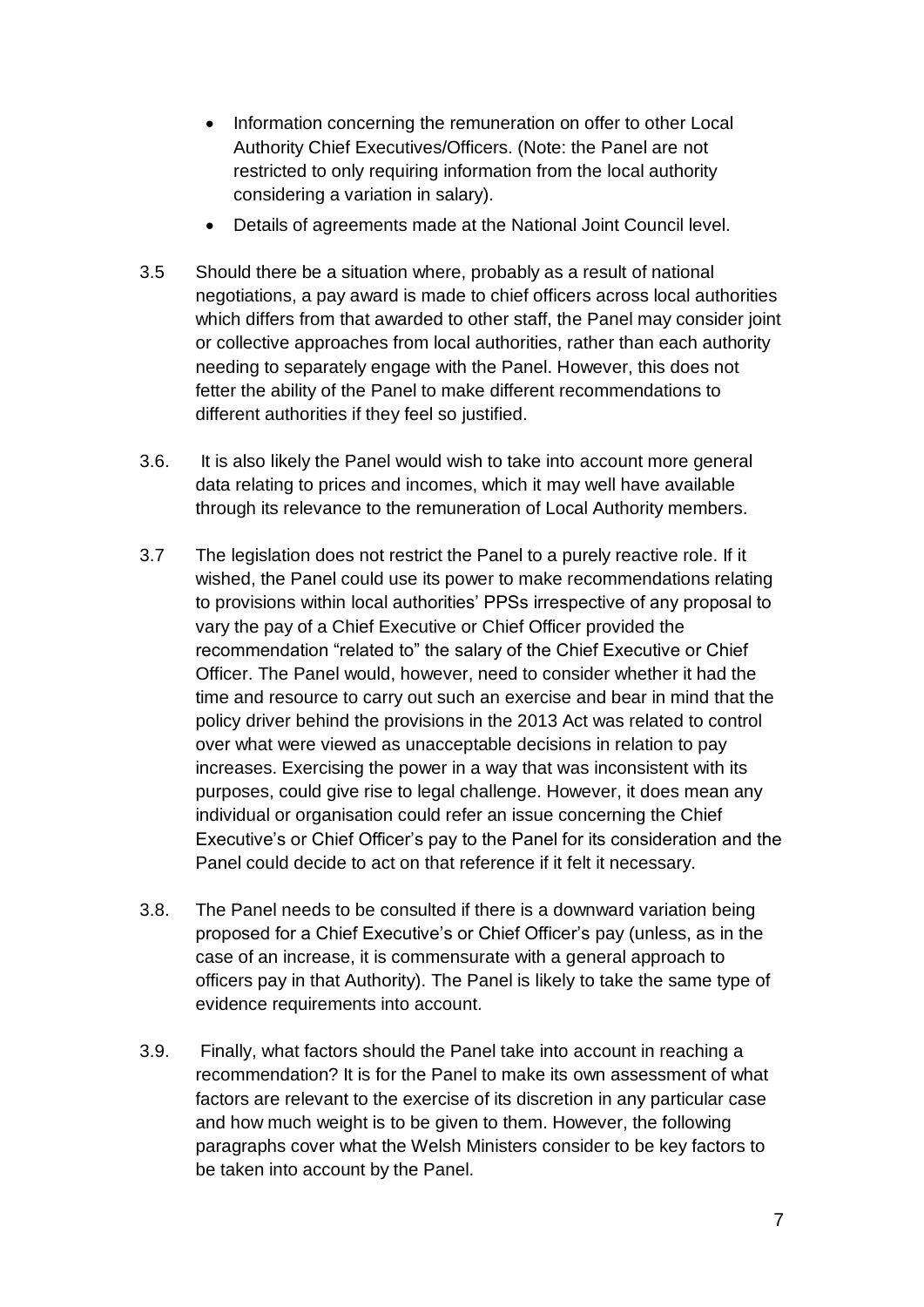- Information concerning the remuneration on offer to other Local Authority Chief Executives/Officers. (Note: the Panel are not restricted to only requiring information from the local authority considering a variation in salary).
- Details of agreements made at the National Joint Council level.

3.5 Should there be a situation where, probably as a result of national negotiations, a pay award is made to chief officers across local authorities which differs from that awarded to other staff, the Panel may consider joint or collective approaches from local authorities, rather than each authority needing to separately engage with the Panel. However, this does not fetter the ability of the Panel to make different recommendations to different authorities if they feel so justified.

3.6. It is also likely the Panel would wish to take into account more general data relating to prices and incomes, which it may well have available through its relevance to the remuneration of Local Authority members.

3.7 The legislation does not restrict the Panel to a purely reactive role. If it wished, the Panel could use its power to make recommendations relating to provisions within local authorities' PPSs irrespective of any proposal to vary the pay of a Chief Executive or Chief Officer provided the recommendation "related to" the salary of the Chief Executive or Chief Officer. The Panel would, however, need to consider whether it had the time and resource to carry out such an exercise and bear in mind that the policy driver behind the provisions in the 2013 Act was related to control over what were viewed as unacceptable decisions in relation to pay increases. Exercising the power in a way that was inconsistent with its purposes, could give rise to legal challenge. However, it does mean any individual or organisation could refer an issue concerning the Chief Executive's or Chief Officer's pay to the Panel for its consideration and the Panel could decide to act on that reference if it felt it necessary.

3.8. The Panel needs to be consulted if there is a downward variation being proposed for a Chief Executive's or Chief Officer's pay (unless, as in the case of an increase, it is commensurate with a general approach to officers pay in that Authority). The Panel is likely to take the same type of evidence requirements into account.

3.9. Finally, what factors should the Panel take into account in reaching a recommendation? It is for the Panel to make its own assessment of what factors are relevant to the exercise of its discretion in any particular case and how much weight is to be given to them. However, the following paragraphs cover what the Welsh Ministers consider to be key factors to be taken into account by the Panel.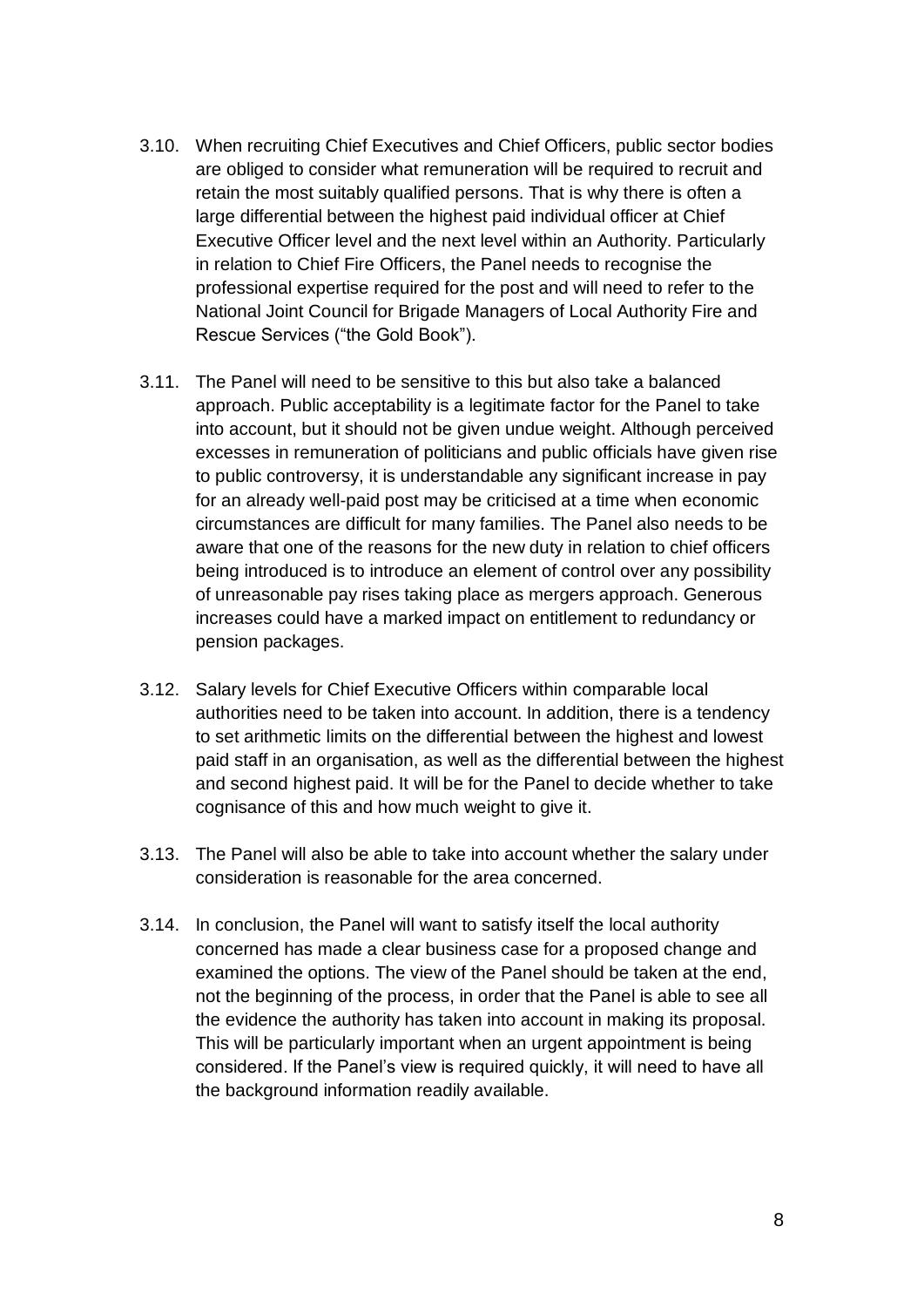3.10. When recruiting Chief Executives and Chief Officers, public sector bodies are obliged to consider what remuneration will be required to recruit and retain the most suitably qualified persons. That is why there is often a large differential between the highest paid individual officer at Chief Executive Officer level and the next level within an Authority. Particularly in relation to Chief Fire Officers, the Panel needs to recognise the professional expertise required for the post and will need to refer to the National Joint Council for Brigade Managers of Local Authority Fire and Rescue Services ("the Gold Book").

3.11. The Panel will need to be sensitive to this but also take a balanced approach. Public acceptability is a legitimate factor for the Panel to take into account, but it should not be given undue weight. Although perceived excesses in remuneration of politicians and public officials have given rise to public controversy, it is understandable any significant increase in pay for an already well-paid post may be criticised at a time when economic circumstances are difficult for many families. The Panel also needs to be aware that one of the reasons for the new duty in relation to chief officers being introduced is to introduce an element of control over any possibility of unreasonable pay rises taking place as mergers approach. Generous increases could have a marked impact on entitlement to redundancy or pension packages.

3.12. Salary levels for Chief Executive Officers within comparable local authorities need to be taken into account. In addition, there is a tendency to set arithmetic limits on the differential between the highest and lowest paid staff in an organisation, as well as the differential between the highest and second highest paid. It will be for the Panel to decide whether to take cognisance of this and how much weight to give it.

3.13. The Panel will also be able to take into account whether the salary under consideration is reasonable for the area concerned.

3.14. In conclusion, the Panel will want to satisfy itself the local authority concerned has made a clear business case for a proposed change and examined the options. The view of the Panel should be taken at the end, not the beginning of the process, in order that the Panel is able to see all the evidence the authority has taken into account in making its proposal. This will be particularly important when an urgent appointment is being considered. If the Panel's view is required quickly, it will need to have all the background information readily available.